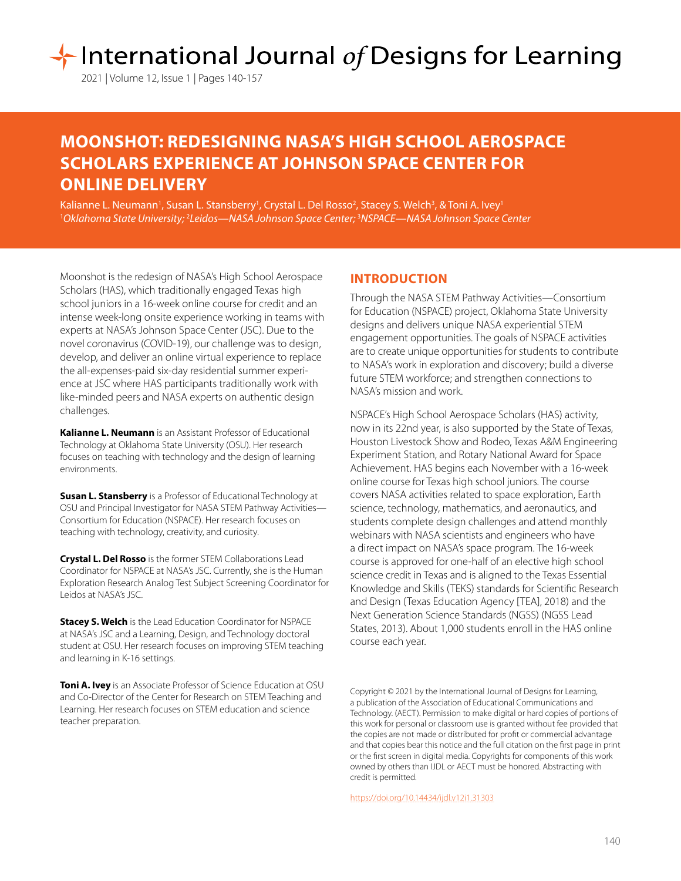# MOONSHOT: REDESIGNING NASA'S HIGH SCHOOL AEROSPACE SCHOLARS EXPERIENCE AT JOHNSON SPACE CENTER FOR ONLINE DELIVERY

Kalianne L. Neumann[1], Susan L. Stansberry[1], Crystal L. Del Rosso[2], Stacey S. Welch[3], & Toni A. Ivey[1]
*[1]Oklahoma State University; [2]Leidos—NASA Johnson Space Center; [3]NSPACE—NASA Johnson Space Center*

Moonshot is the redesign of NASA's High School Aerospace Scholars (HAS), which traditionally engaged Texas high school juniors in a 16-week online course for credit and an intense week-long onsite experience working in teams with experts at NASA's Johnson Space Center (JSC). Due to the novel coronavirus (COVID-19), our challenge was to design, develop, and deliver an online virtual experience to replace the all-expenses-paid six-day residential summer experience at JSC where HAS participants traditionally work with like-minded peers and NASA experts on authentic design challenges.

**Kalianne L. Neumann** is an Assistant Professor of Educational Technology at Oklahoma State University (OSU). Her research focuses on teaching with technology and the design of learning environments.

**Susan L. Stansberry** is a Professor of Educational Technology at OSU and Principal Investigator for NASA STEM Pathway Activities—Consortium for Education (NSPACE). Her research focuses on teaching with technology, creativity, and curiosity.

**Crystal L. Del Rosso** is the former STEM Collaborations Lead Coordinator for NSPACE at NASA's JSC. Currently, she is the Human Exploration Research Analog Test Subject Screening Coordinator for Leidos at NASA's JSC.

**Stacey S. Welch** is the Lead Education Coordinator for NSPACE at NASA's JSC and a Learning, Design, and Technology doctoral student at OSU. Her research focuses on improving STEM teaching and learning in K-16 settings.

**Toni A. Ivey** is an Associate Professor of Science Education at OSU and Co-Director of the Center for Research on STEM Teaching and Learning. Her research focuses on STEM education and science teacher preparation.

## INTRODUCTION

Through the NASA STEM Pathway Activities—Consortium for Education (NSPACE) project, Oklahoma State University designs and delivers unique NASA experiential STEM engagement opportunities. The goals of NSPACE activities are to create unique opportunities for students to contribute to NASA's work in exploration and discovery; build a diverse future STEM workforce; and strengthen connections to NASA's mission and work.

NSPACE's High School Aerospace Scholars (HAS) activity, now in its 22nd year, is also supported by the State of Texas, Houston Livestock Show and Rodeo, Texas A&M Engineering Experiment Station, and Rotary National Award for Space Achievement. HAS begins each November with a 16-week online course for Texas high school juniors. The course covers NASA activities related to space exploration, Earth science, technology, mathematics, and aeronautics, and students complete design challenges and attend monthly webinars with NASA scientists and engineers who have a direct impact on NASA's space program. The 16-week course is approved for one-half of an elective high school science credit in Texas and is aligned to the Texas Essential Knowledge and Skills (TEKS) standards for Scientific Research and Design (Texas Education Agency [TEA], 2018) and the Next Generation Science Standards (NGSS) (NGSS Lead States, 2013). About 1,000 students enroll in the HAS online course each year.

Copyright © 2021 by the International Journal of Designs for Learning, a publication of the Association of Educational Communications and Technology. (AECT). Permission to make digital or hard copies of portions of this work for personal or classroom use is granted without fee provided that the copies are not made or distributed for profit or commercial advantage and that copies bear this notice and the full citation on the first page in print or the first screen in digital media. Copyrights for components of this work owned by others than IJDL or AECT must be honored. Abstracting with credit is permitted.

https://doi.org/10.14434/ijdl.v12i1.31303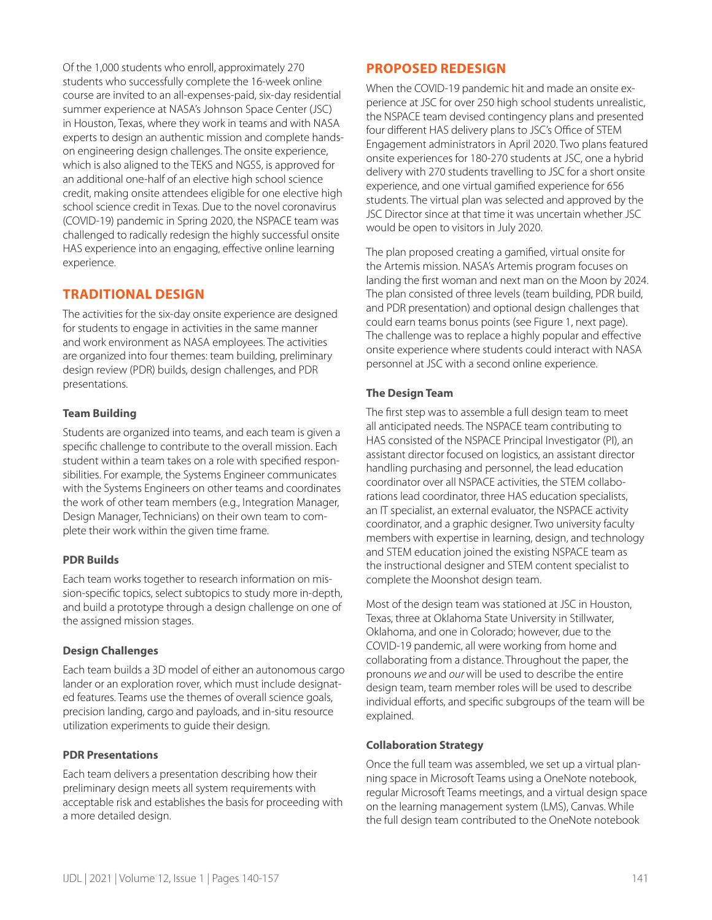Of the 1,000 students who enroll, approximately 270 students who successfully complete the 16-week online course are invited to an all-expenses-paid, six-day residential summer experience at NASA's Johnson Space Center (JSC) in Houston, Texas, where they work in teams and with NASA experts to design an authentic mission and complete hands-on engineering design challenges. The onsite experience, which is also aligned to the TEKS and NGSS, is approved for an additional one-half of an elective high school science credit, making onsite attendees eligible for one elective high school science credit in Texas. Due to the novel coronavirus (COVID-19) pandemic in Spring 2020, the NSPACE team was challenged to radically redesign the highly successful onsite HAS experience into an engaging, effective online learning experience.

## TRADITIONAL DESIGN

The activities for the six-day onsite experience are designed for students to engage in activities in the same manner and work environment as NASA employees. The activities are organized into four themes: team building, preliminary design review (PDR) builds, design challenges, and PDR presentations.

### Team Building

Students are organized into teams, and each team is given a specific challenge to contribute to the overall mission. Each student within a team takes on a role with specified responsibilities. For example, the Systems Engineer communicates with the Systems Engineers on other teams and coordinates the work of other team members (e.g., Integration Manager, Design Manager, Technicians) on their own team to complete their work within the given time frame.

### PDR Builds

Each team works together to research information on mission-specific topics, select subtopics to study more in-depth, and build a prototype through a design challenge on one of the assigned mission stages.

### Design Challenges

Each team builds a 3D model of either an autonomous cargo lander or an exploration rover, which must include designated features. Teams use the themes of overall science goals, precision landing, cargo and payloads, and in-situ resource utilization experiments to guide their design.

### PDR Presentations

Each team delivers a presentation describing how their preliminary design meets all system requirements with acceptable risk and establishes the basis for proceeding with a more detailed design.

## PROPOSED REDESIGN

When the COVID-19 pandemic hit and made an onsite experience at JSC for over 250 high school students unrealistic, the NSPACE team devised contingency plans and presented four different HAS delivery plans to JSC's Office of STEM Engagement administrators in April 2020. Two plans featured onsite experiences for 180-270 students at JSC, one a hybrid delivery with 270 students travelling to JSC for a short onsite experience, and one virtual gamified experience for 656 students. The virtual plan was selected and approved by the JSC Director since at that time it was uncertain whether JSC would be open to visitors in July 2020.

The plan proposed creating a gamified, virtual onsite for the Artemis mission. NASA's Artemis program focuses on landing the first woman and next man on the Moon by 2024. The plan consisted of three levels (team building, PDR build, and PDR presentation) and optional design challenges that could earn teams bonus points (see Figure 1, next page). The challenge was to replace a highly popular and effective onsite experience where students could interact with NASA personnel at JSC with a second online experience.

### The Design Team

The first step was to assemble a full design team to meet all anticipated needs. The NSPACE team contributing to HAS consisted of the NSPACE Principal Investigator (PI), an assistant director focused on logistics, an assistant director handling purchasing and personnel, the lead education coordinator over all NSPACE activities, the STEM collaborations lead coordinator, three HAS education specialists, an IT specialist, an external evaluator, the NSPACE activity coordinator, and a graphic designer. Two university faculty members with expertise in learning, design, and technology and STEM education joined the existing NSPACE team as the instructional designer and STEM content specialist to complete the Moonshot design team.

Most of the design team was stationed at JSC in Houston, Texas, three at Oklahoma State University in Stillwater, Oklahoma, and one in Colorado; however, due to the COVID-19 pandemic, all were working from home and collaborating from a distance. Throughout the paper, the pronouns *we* and *our* will be used to describe the entire design team, team member roles will be used to describe individual efforts, and specific subgroups of the team will be explained.

### Collaboration Strategy

Once the full team was assembled, we set up a virtual planning space in Microsoft Teams using a OneNote notebook, regular Microsoft Teams meetings, and a virtual design space on the learning management system (LMS), Canvas. While the full design team contributed to the OneNote notebook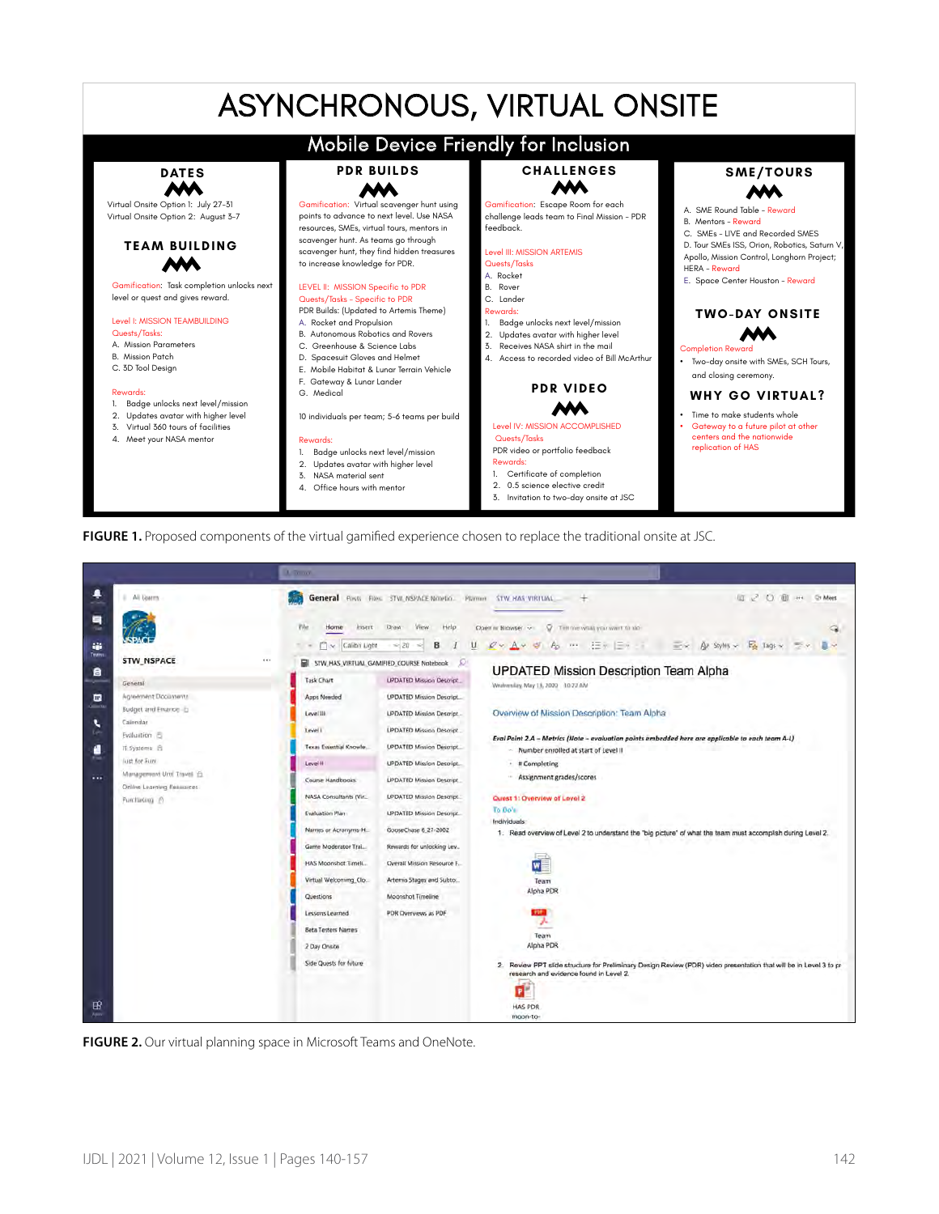# ASYNCHRONOUS, VIRTUAL ONSITE

## Mobile Device Friendly for Inclusion

### DATES

Virtual Onsite Option 1: July 27–31
Virtual Onsite Option 2: August 3–7

### TEAM BUILDING

Gamification: Task completion unlocks next level or quest and gives reward.

Level I: MISSION TEAMBUILDING
Quests/Tasks:
A. Mission Parameters
B. Mission Patch
C. 3D Tool Design

Rewards:
1. Badge unlocks next level/mission
2. Updates avatar with higher level
3. Virtual 360 tours of facilities
4. Meet your NASA mentor

### PDR BUILDS

Gamification: Virtual scavenger hunt using points to advance to next level. Use NASA resources, SMEs, virtual tours, mentors in scavenger hunt. As teams go through scavenger hunt, they find hidden treasures to increase knowledge for PDR.

LEVEL II: MISSION Specific to PDR
Quests/Tasks – Specific to PDR
PDR Builds: (Updated to Artemis Theme)
A. Rocket and Propulsion
B. Autonomous Robotics and Rovers
C. Greenhouse & Science Labs
D. Spacesuit Gloves and Helmet
E. Mobile Habitat & Lunar Terrain Vehicle
F. Gateway & Lunar Lander
G. Medical

10 individuals per team; 5–6 teams per build

Rewards:
1. Badge unlocks next level/mission
2. Updates avatar with higher level
3. NASA material sent
4. Office hours with mentor

### CHALLENGES

Gamification: Escape Room for each challenge leads team to Final Mission – PDR feedback.

Level III: MISSION ARTEMIS
Quests/Tasks
A. Rocket
B. Rover
C. Lander

Rewards:
1. Badge unlocks next level/mission
2. Updates avatar with higher level
3. Receives NASA shirt in the mail
4. Access to recorded video of Bill McArthur

### PDR VIDEO

Level IV: MISSION ACCOMPLISHED
Quests/Tasks
PDR video or portfolio feedback
Rewards:
1. Certificate of completion
2. 0.5 science elective credit
3. Invitation to two-day onsite at JSC

### SME/TOURS

A. SME Round Table – Reward
B. Mentors – Reward
C. SMEs – LIVE and Recorded SMES
D. Tour SMEs ISS, Orion, Robotics, Saturn V, Apollo, Mission Control, Longhorn Project; HERA – Reward
E. Space Center Houston – Reward

### TWO-DAY ONSITE

Completion Reward
- Two-day onsite with SMEs, SCH Tours, and closing ceremony.

### WHY GO VIRTUAL?

- Time to make students whole
- Gateway to a future pilot at other centers and the nationwide replication of HAS

**FIGURE 1.** Proposed components of the virtual gamified experience chosen to replace the traditional onsite at JSC.

**FIGURE 2.** Our virtual planning space in Microsoft Teams and OneNote.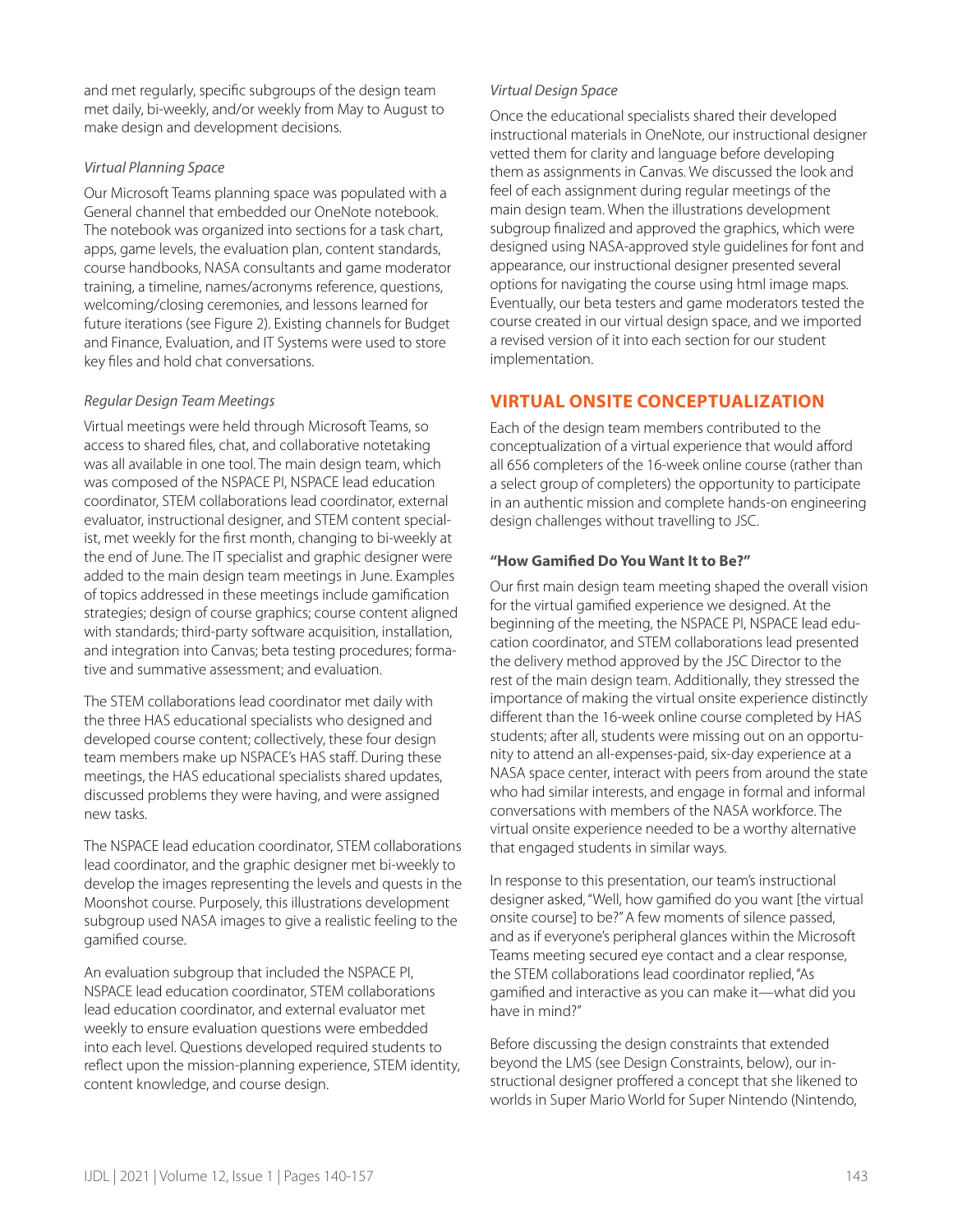and met regularly, specific subgroups of the design team met daily, bi-weekly, and/or weekly from May to August to make design and development decisions.

*Virtual Planning Space*

Our Microsoft Teams planning space was populated with a General channel that embedded our OneNote notebook. The notebook was organized into sections for a task chart, apps, game levels, the evaluation plan, content standards, course handbooks, NASA consultants and game moderator training, a timeline, names/acronyms reference, questions, welcoming/closing ceremonies, and lessons learned for future iterations (see Figure 2). Existing channels for Budget and Finance, Evaluation, and IT Systems were used to store key files and hold chat conversations.

*Regular Design Team Meetings*

Virtual meetings were held through Microsoft Teams, so access to shared files, chat, and collaborative notetaking was all available in one tool. The main design team, which was composed of the NSPACE PI, NSPACE lead education coordinator, STEM collaborations lead coordinator, external evaluator, instructional designer, and STEM content specialist, met weekly for the first month, changing to bi-weekly at the end of June. The IT specialist and graphic designer were added to the main design team meetings in June. Examples of topics addressed in these meetings include gamification strategies; design of course graphics; course content aligned with standards; third-party software acquisition, installation, and integration into Canvas; beta testing procedures; formative and summative assessment; and evaluation.

The STEM collaborations lead coordinator met daily with the three HAS educational specialists who designed and developed course content; collectively, these four design team members make up NSPACE's HAS staff. During these meetings, the HAS educational specialists shared updates, discussed problems they were having, and were assigned new tasks.

The NSPACE lead education coordinator, STEM collaborations lead coordinator, and the graphic designer met bi-weekly to develop the images representing the levels and quests in the Moonshot course. Purposely, this illustrations development subgroup used NASA images to give a realistic feeling to the gamified course.

An evaluation subgroup that included the NSPACE PI, NSPACE lead education coordinator, STEM collaborations lead education coordinator, and external evaluator met weekly to ensure evaluation questions were embedded into each level. Questions developed required students to reflect upon the mission-planning experience, STEM identity, content knowledge, and course design.

*Virtual Design Space*

Once the educational specialists shared their developed instructional materials in OneNote, our instructional designer vetted them for clarity and language before developing them as assignments in Canvas. We discussed the look and feel of each assignment during regular meetings of the main design team. When the illustrations development subgroup finalized and approved the graphics, which were designed using NASA-approved style guidelines for font and appearance, our instructional designer presented several options for navigating the course using html image maps. Eventually, our beta testers and game moderators tested the course created in our virtual design space, and we imported a revised version of it into each section for our student implementation.

## VIRTUAL ONSITE CONCEPTUALIZATION

Each of the design team members contributed to the conceptualization of a virtual experience that would afford all 656 completers of the 16-week online course (rather than a select group of completers) the opportunity to participate in an authentic mission and complete hands-on engineering design challenges without travelling to JSC.

### "How Gamified Do You Want It to Be?"

Our first main design team meeting shaped the overall vision for the virtual gamified experience we designed. At the beginning of the meeting, the NSPACE PI, NSPACE lead education coordinator, and STEM collaborations lead presented the delivery method approved by the JSC Director to the rest of the main design team. Additionally, they stressed the importance of making the virtual onsite experience distinctly different than the 16-week online course completed by HAS students; after all, students were missing out on an opportunity to attend an all-expenses-paid, six-day experience at a NASA space center, interact with peers from around the state who had similar interests, and engage in formal and informal conversations with members of the NASA workforce. The virtual onsite experience needed to be a worthy alternative that engaged students in similar ways.

In response to this presentation, our team's instructional designer asked, "Well, how gamified do you want [the virtual onsite course] to be?" A few moments of silence passed, and as if everyone's peripheral glances within the Microsoft Teams meeting secured eye contact and a clear response, the STEM collaborations lead coordinator replied, "As gamified and interactive as you can make it—what did you have in mind?"

Before discussing the design constraints that extended beyond the LMS (see Design Constraints, below), our instructional designer proffered a concept that she likened to worlds in Super Mario World for Super Nintendo (Nintendo,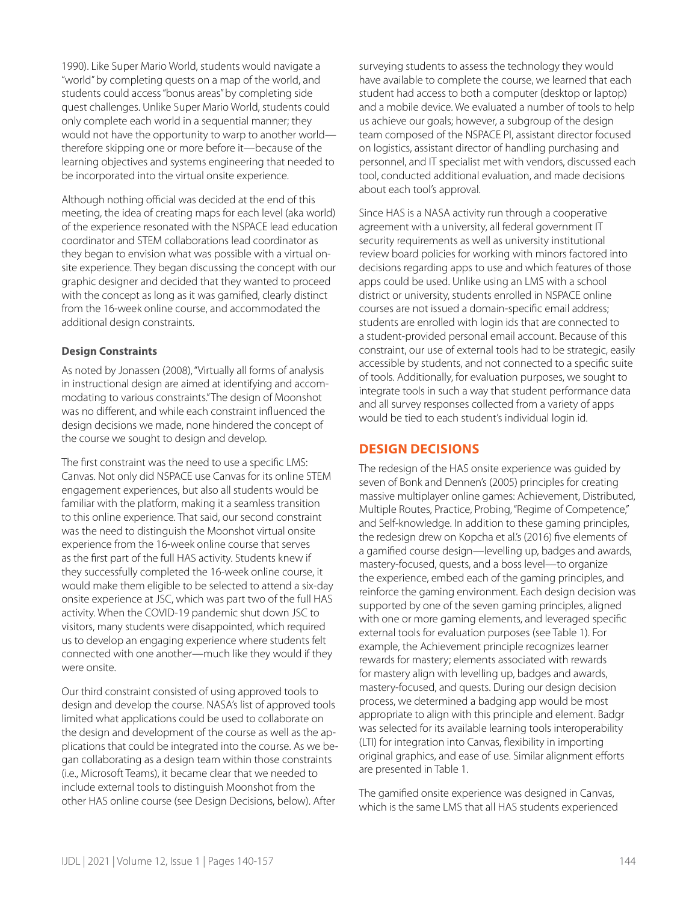1990). Like Super Mario World, students would navigate a "world" by completing quests on a map of the world, and students could access "bonus areas" by completing side quest challenges. Unlike Super Mario World, students could only complete each world in a sequential manner; they would not have the opportunity to warp to another world—therefore skipping one or more before it—because of the learning objectives and systems engineering that needed to be incorporated into the virtual onsite experience.

Although nothing official was decided at the end of this meeting, the idea of creating maps for each level (aka world) of the experience resonated with the NSPACE lead education coordinator and STEM collaborations lead coordinator as they began to envision what was possible with a virtual on-site experience. They began discussing the concept with our graphic designer and decided that they wanted to proceed with the concept as long as it was gamified, clearly distinct from the 16-week online course, and accommodated the additional design constraints.

**Design Constraints**

As noted by Jonassen (2008), "Virtually all forms of analysis in instructional design are aimed at identifying and accommodating to various constraints." The design of Moonshot was no different, and while each constraint influenced the design decisions we made, none hindered the concept of the course we sought to design and develop.

The first constraint was the need to use a specific LMS: Canvas. Not only did NSPACE use Canvas for its online STEM engagement experiences, but also all students would be familiar with the platform, making it a seamless transition to this online experience. That said, our second constraint was the need to distinguish the Moonshot virtual onsite experience from the 16-week online course that serves as the first part of the full HAS activity. Students knew if they successfully completed the 16-week online course, it would make them eligible to be selected to attend a six-day onsite experience at JSC, which was part two of the full HAS activity. When the COVID-19 pandemic shut down JSC to visitors, many students were disappointed, which required us to develop an engaging experience where students felt connected with one another—much like they would if they were onsite.

Our third constraint consisted of using approved tools to design and develop the course. NASA's list of approved tools limited what applications could be used to collaborate on the design and development of the course as well as the applications that could be integrated into the course. As we began collaborating as a design team within those constraints (i.e., Microsoft Teams), it became clear that we needed to include external tools to distinguish Moonshot from the other HAS online course (see Design Decisions, below). After surveying students to assess the technology they would have available to complete the course, we learned that each student had access to both a computer (desktop or laptop) and a mobile device. We evaluated a number of tools to help us achieve our goals; however, a subgroup of the design team composed of the NSPACE PI, assistant director focused on logistics, assistant director of handling purchasing and personnel, and IT specialist met with vendors, discussed each tool, conducted additional evaluation, and made decisions about each tool's approval.

Since HAS is a NASA activity run through a cooperative agreement with a university, all federal government IT security requirements as well as university institutional review board policies for working with minors factored into decisions regarding apps to use and which features of those apps could be used. Unlike using an LMS with a school district or university, students enrolled in NSPACE online courses are not issued a domain-specific email address; students are enrolled with login ids that are connected to a student-provided personal email account. Because of this constraint, our use of external tools had to be strategic, easily accessible by students, and not connected to a specific suite of tools. Additionally, for evaluation purposes, we sought to integrate tools in such a way that student performance data and all survey responses collected from a variety of apps would be tied to each student's individual login id.

## DESIGN DECISIONS

The redesign of the HAS onsite experience was guided by seven of Bonk and Dennen's (2005) principles for creating massive multiplayer online games: Achievement, Distributed, Multiple Routes, Practice, Probing, "Regime of Competence," and Self-knowledge. In addition to these gaming principles, the redesign drew on Kopcha et al.'s (2016) five elements of a gamified course design—levelling up, badges and awards, mastery-focused, quests, and a boss level—to organize the experience, embed each of the gaming principles, and reinforce the gaming environment. Each design decision was supported by one of the seven gaming principles, aligned with one or more gaming elements, and leveraged specific external tools for evaluation purposes (see Table 1). For example, the Achievement principle recognizes learner rewards for mastery; elements associated with rewards for mastery align with levelling up, badges and awards, mastery-focused, and quests. During our design decision process, we determined a badging app would be most appropriate to align with this principle and element. Badgr was selected for its available learning tools interoperability (LTI) for integration into Canvas, flexibility in importing original graphics, and ease of use. Similar alignment efforts are presented in Table 1.

The gamified onsite experience was designed in Canvas, which is the same LMS that all HAS students experienced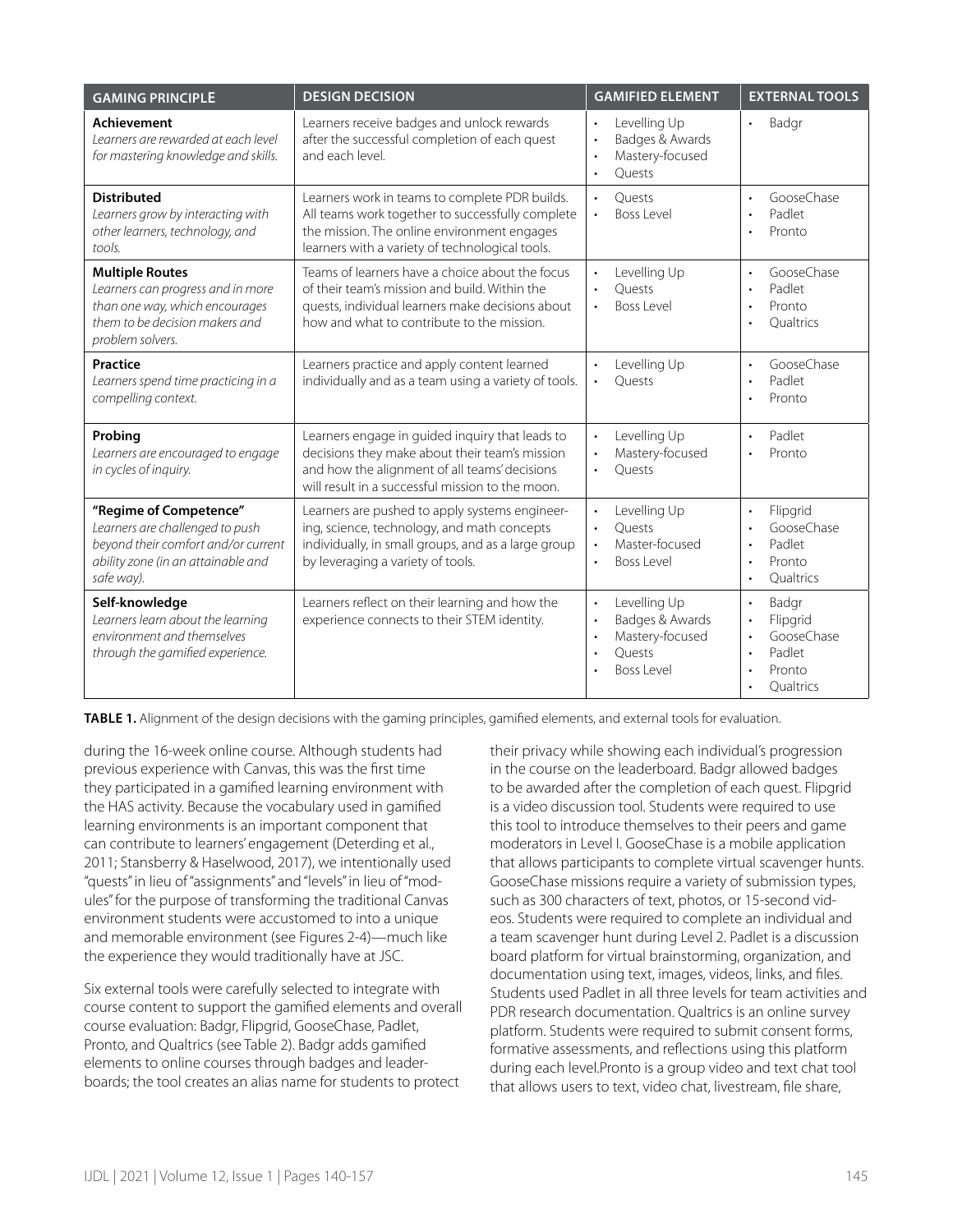| GAMING PRINCIPLE | DESIGN DECISION | GAMIFIED ELEMENT | EXTERNAL TOOLS |
|---|---|---|---|
| **Achievement**<br>*Learners are rewarded at each level for mastering knowledge and skills.* | Learners receive badges and unlock rewards after the successful completion of each quest and each level. | • Levelling Up<br>• Badges & Awards<br>• Mastery-focused<br>• Quests | • Badgr |
| **Distributed**<br>*Learners grow by interacting with other learners, technology, and tools.* | Learners work in teams to complete PDR builds. All teams work together to successfully complete the mission. The online environment engages learners with a variety of technological tools. | • Quests<br>• Boss Level | • GooseChase<br>• Padlet<br>• Pronto |
| **Multiple Routes**<br>*Learners can progress and in more than one way, which encourages them to be decision makers and problem solvers.* | Teams of learners have a choice about the focus of their team's mission and build. Within the quests, individual learners make decisions about how and what to contribute to the mission. | • Levelling Up<br>• Quests<br>• Boss Level | • GooseChase<br>• Padlet<br>• Pronto<br>• Qualtrics |
| **Practice**<br>*Learners spend time practicing in a compelling context.* | Learners practice and apply content learned individually and as a team using a variety of tools. | • Levelling Up<br>• Quests | • GooseChase<br>• Padlet<br>• Pronto |
| **Probing**<br>*Learners are encouraged to engage in cycles of inquiry.* | Learners engage in guided inquiry that leads to decisions they make about their team's mission and how the alignment of all teams' decisions will result in a successful mission to the moon. | • Levelling Up<br>• Mastery-focused<br>• Quests | • Padlet<br>• Pronto |
| **"Regime of Competence"**<br>*Learners are challenged to push beyond their comfort and/or current ability zone (in an attainable and safe way).* | Learners are pushed to apply systems engineering, science, technology, and math concepts individually, in small groups, and as a large group by leveraging a variety of tools. | • Levelling Up<br>• Quests<br>• Master-focused<br>• Boss Level | • Flipgrid<br>• GooseChase<br>• Padlet<br>• Pronto<br>• Qualtrics |
| **Self-knowledge**<br>*Learners learn about the learning environment and themselves through the gamified experience.* | Learners reflect on their learning and how the experience connects to their STEM identity. | • Levelling Up<br>• Badges & Awards<br>• Mastery-focused<br>• Quests<br>• Boss Level | • Badgr<br>• Flipgrid<br>• GooseChase<br>• Padlet<br>• Pronto<br>• Qualtrics |

**TABLE 1.** Alignment of the design decisions with the gaming principles, gamified elements, and external tools for evaluation.

during the 16-week online course. Although students had previous experience with Canvas, this was the first time they participated in a gamified learning environment with the HAS activity. Because the vocabulary used in gamified learning environments is an important component that can contribute to learners' engagement (Deterding et al., 2011; Stansberry & Haselwood, 2017), we intentionally used "quests" in lieu of "assignments" and "levels" in lieu of "modules" for the purpose of transforming the traditional Canvas environment students were accustomed to into a unique and memorable environment (see Figures 2-4)—much like the experience they would traditionally have at JSC.

Six external tools were carefully selected to integrate with course content to support the gamified elements and overall course evaluation: Badgr, Flipgrid, GooseChase, Padlet, Pronto, and Qualtrics (see Table 2). Badgr adds gamified elements to online courses through badges and leaderboards; the tool creates an alias name for students to protect their privacy while showing each individual's progression in the course on the leaderboard. Badgr allowed badges to be awarded after the completion of each quest. Flipgrid is a video discussion tool. Students were required to use this tool to introduce themselves to their peers and game moderators in Level I. GooseChase is a mobile application that allows participants to complete virtual scavenger hunts. GooseChase missions require a variety of submission types, such as 300 characters of text, photos, or 15-second videos. Students were required to complete an individual and a team scavenger hunt during Level 2. Padlet is a discussion board platform for virtual brainstorming, organization, and documentation using text, images, videos, links, and files. Students used Padlet in all three levels for team activities and PDR research documentation. Qualtrics is an online survey platform. Students were required to submit consent forms, formative assessments, and reflections using this platform during each level.Pronto is a group video and text chat tool that allows users to text, video chat, livestream, file share,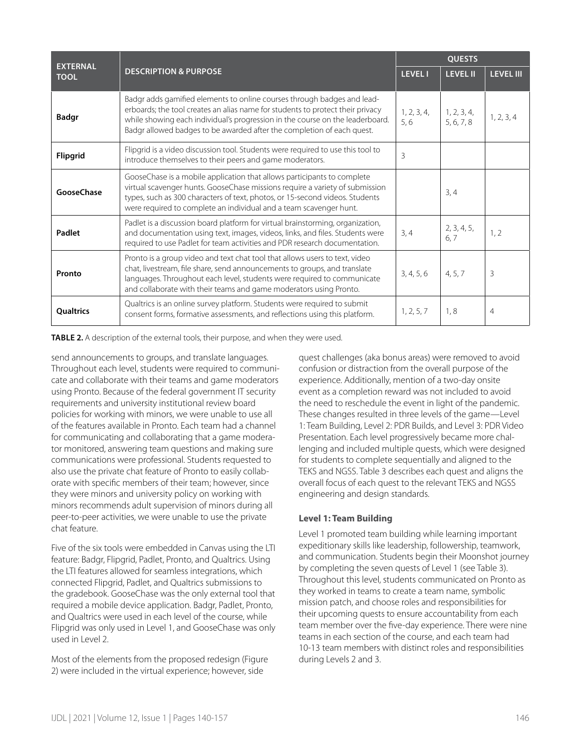| EXTERNAL TOOL | DESCRIPTION & PURPOSE | QUESTS | | |
|---|---|---|---|---|
| | | LEVEL I | LEVEL II | LEVEL III |
| **Badgr** | Badgr adds gamified elements to online courses through badges and leaderboards; the tool creates an alias name for students to protect their privacy while showing each individual's progression in the course on the leaderboard. Badgr allowed badges to be awarded after the completion of each quest. | 1, 2, 3, 4, 5, 6 | 1, 2, 3, 4, 5, 6, 7, 8 | 1, 2, 3, 4 |
| **Flipgrid** | Flipgrid is a video discussion tool. Students were required to use this tool to introduce themselves to their peers and game moderators. | 3 | | |
| **GooseChase** | GooseChase is a mobile application that allows participants to complete virtual scavenger hunts. GooseChase missions require a variety of submission types, such as 300 characters of text, photos, or 15-second videos. Students were required to complete an individual and a team scavenger hunt. | | 3, 4 | |
| **Padlet** | Padlet is a discussion board platform for virtual brainstorming, organization, and documentation using text, images, videos, links, and files. Students were required to use Padlet for team activities and PDR research documentation. | 3, 4 | 2, 3, 4, 5, 6, 7 | 1, 2 |
| **Pronto** | Pronto is a group video and text chat tool that allows users to text, video chat, livestream, file share, send announcements to groups, and translate languages. Throughout each level, students were required to communicate and collaborate with their teams and game moderators using Pronto. | 3, 4, 5, 6 | 4, 5, 7 | 3 |
| **Qualtrics** | Qualtrics is an online survey platform. Students were required to submit consent forms, formative assessments, and reflections using this platform. | 1, 2, 5, 7 | 1, 8 | 4 |

**TABLE 2.** A description of the external tools, their purpose, and when they were used.

send announcements to groups, and translate languages. Throughout each level, students were required to communicate and collaborate with their teams and game moderators using Pronto. Because of the federal government IT security requirements and university institutional review board policies for working with minors, we were unable to use all of the features available in Pronto. Each team had a channel for communicating and collaborating that a game moderator monitored, answering team questions and making sure communications were professional. Students requested to also use the private chat feature of Pronto to easily collaborate with specific members of their team; however, since they were minors and university policy on working with minors recommends adult supervision of minors during all peer-to-peer activities, we were unable to use the private chat feature.

Five of the six tools were embedded in Canvas using the LTI feature: Badgr, Flipgrid, Padlet, Pronto, and Qualtrics. Using the LTI features allowed for seamless integrations, which connected Flipgrid, Padlet, and Qualtrics submissions to the gradebook. GooseChase was the only external tool that required a mobile device application. Badgr, Padlet, Pronto, and Qualtrics were used in each level of the course, while Flipgrid was only used in Level 1, and GooseChase was only used in Level 2.

Most of the elements from the proposed redesign (Figure 2) were included in the virtual experience; however, side quest challenges (aka bonus areas) were removed to avoid confusion or distraction from the overall purpose of the experience. Additionally, mention of a two-day onsite event as a completion reward was not included to avoid the need to reschedule the event in light of the pandemic. These changes resulted in three levels of the game—Level 1: Team Building, Level 2: PDR Builds, and Level 3: PDR Video Presentation. Each level progressively became more challenging and included multiple quests, which were designed for students to complete sequentially and aligned to the TEKS and NGSS. Table 3 describes each quest and aligns the overall focus of each quest to the relevant TEKS and NGSS engineering and design standards.

### Level 1: Team Building

Level 1 promoted team building while learning important expeditionary skills like leadership, followership, teamwork, and communication. Students begin their Moonshot journey by completing the seven quests of Level 1 (see Table 3). Throughout this level, students communicated on Pronto as they worked in teams to create a team name, symbolic mission patch, and choose roles and responsibilities for their upcoming quests to ensure accountability from each team member over the five-day experience. There were nine teams in each section of the course, and each team had 10-13 team members with distinct roles and responsibilities during Levels 2 and 3.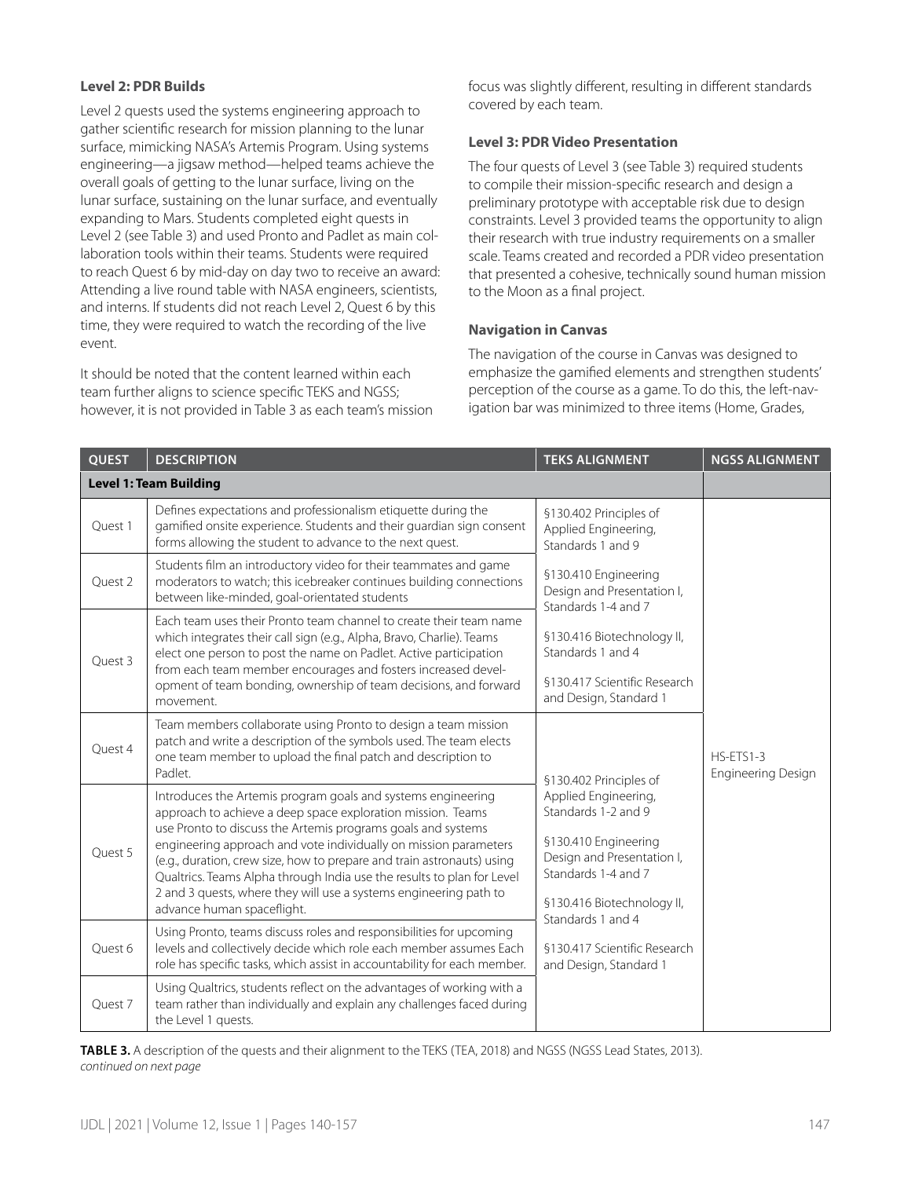### Level 2: PDR Builds

Level 2 quests used the systems engineering approach to gather scientific research for mission planning to the lunar surface, mimicking NASA's Artemis Program. Using systems engineering—a jigsaw method—helped teams achieve the overall goals of getting to the lunar surface, living on the lunar surface, sustaining on the lunar surface, and eventually expanding to Mars. Students completed eight quests in Level 2 (see Table 3) and used Pronto and Padlet as main collaboration tools within their teams. Students were required to reach Quest 6 by mid-day on day two to receive an award: Attending a live round table with NASA engineers, scientists, and interns. If students did not reach Level 2, Quest 6 by this time, they were required to watch the recording of the live event.

It should be noted that the content learned within each team further aligns to science specific TEKS and NGSS; however, it is not provided in Table 3 as each team's mission focus was slightly different, resulting in different standards covered by each team.

### Level 3: PDR Video Presentation

The four quests of Level 3 (see Table 3) required students to compile their mission-specific research and design a preliminary prototype with acceptable risk due to design constraints. Level 3 provided teams the opportunity to align their research with true industry requirements on a smaller scale. Teams created and recorded a PDR video presentation that presented a cohesive, technically sound human mission to the Moon as a final project.

### Navigation in Canvas

The navigation of the course in Canvas was designed to emphasize the gamified elements and strengthen students' perception of the course as a game. To do this, the left-navigation bar was minimized to three items (Home, Grades,

| QUEST | DESCRIPTION | TEKS ALIGNMENT | NGSS ALIGNMENT |
|---|---|---|---|
| **Level 1: Team Building** | | | |
| Quest 1 | Defines expectations and professionalism etiquette during the gamified onsite experience. Students and their guardian sign consent forms allowing the student to advance to the next quest. | §130.402 Principles of Applied Engineering, Standards 1 and 9<br><br>§130.410 Engineering Design and Presentation I, Standards 1-4 and 7<br><br>§130.416 Biotechnology II, Standards 1 and 4<br><br>§130.417 Scientific Research and Design, Standard 1 | HS-ETS1-3 Engineering Design |
| Quest 2 | Students film an introductory video for their teammates and game moderators to watch; this icebreaker continues building connections between like-minded, goal-orientated students | | |
| Quest 3 | Each team uses their Pronto team channel to create their team name which integrates their call sign (e.g., Alpha, Bravo, Charlie). Teams elect one person to post the name on Padlet. Active participation from each team member encourages and fosters increased development of team bonding, ownership of team decisions, and forward movement. | | |
| Quest 4 | Team members collaborate using Pronto to design a team mission patch and write a description of the symbols used. The team elects one team member to upload the final patch and description to Padlet. | §130.402 Principles of Applied Engineering, Standards 1-2 and 9<br><br>§130.410 Engineering Design and Presentation I, Standards 1-4 and 7<br><br>§130.416 Biotechnology II, Standards 1 and 4<br><br>§130.417 Scientific Research and Design, Standard 1 | |
| Quest 5 | Introduces the Artemis program goals and systems engineering approach to achieve a deep space exploration mission. Teams use Pronto to discuss the Artemis programs goals and systems engineering approach and vote individually on mission parameters (e.g., duration, crew size, how to prepare and train astronauts) using Qualtrics. Teams Alpha through India use the results to plan for Level 2 and 3 quests, where they will use a systems engineering path to advance human spaceflight. | | |
| Quest 6 | Using Pronto, teams discuss roles and responsibilities for upcoming levels and collectively decide which role each member assumes Each role has specific tasks, which assist in accountability for each member. | | |
| Quest 7 | Using Qualtrics, students reflect on the advantages of working with a team rather than individually and explain any challenges faced during the Level 1 quests. | | |

**TABLE 3.** A description of the quests and their alignment to the TEKS (TEA, 2018) and NGSS (NGSS Lead States, 2013).
*continued on next page*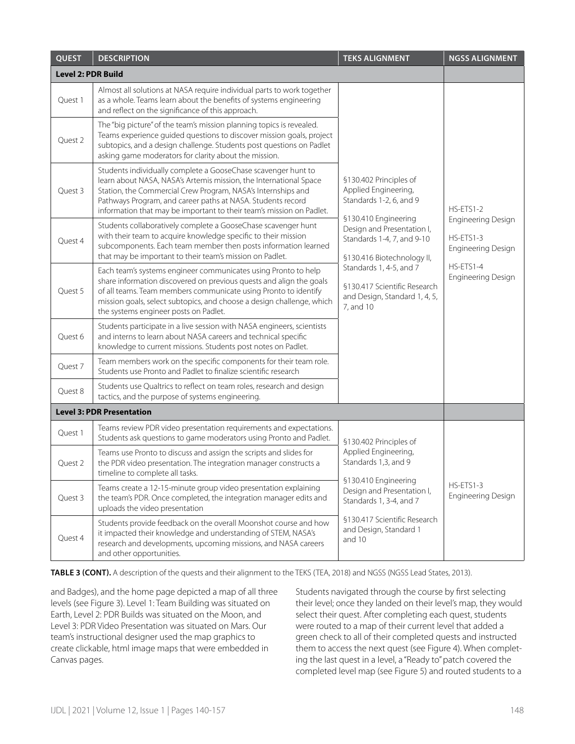| QUEST | DESCRIPTION | TEKS ALIGNMENT | NGSS ALIGNMENT |
|---|---|---|---|
| **Level 2: PDR Build** | | | |
| Quest 1 | Almost all solutions at NASA require individual parts to work together as a whole. Teams learn about the benefits of systems engineering and reflect on the significance of this approach. | §130.402 Principles of Applied Engineering, Standards 1-2, 6, and 9<br><br>§130.410 Engineering Design and Presentation I, Standards 1-4, 7, and 9-10<br><br>§130.416 Biotechnology II, Standards 1, 4-5, and 7<br><br>§130.417 Scientific Research and Design, Standard 1, 4, 5, 7, and 10 | HS-ETS1-2 Engineering Design<br><br>HS-ETS1-3 Engineering Design<br><br>HS-ETS1-4 Engineering Design |
| Quest 2 | The "big picture" of the team's mission planning topics is revealed. Teams experience guided questions to discover mission goals, project subtopics, and a design challenge. Students post questions on Padlet asking game moderators for clarity about the mission. | | |
| Quest 3 | Students individually complete a GooseChase scavenger hunt to learn about NASA, NASA's Artemis mission, the International Space Station, the Commercial Crew Program, NASA's Internships and Pathways Program, and career paths at NASA. Students record information that may be important to their team's mission on Padlet. | | |
| Quest 4 | Students collaboratively complete a GooseChase scavenger hunt with their team to acquire knowledge specific to their mission subcomponents. Each team member then posts information learned that may be important to their team's mission on Padlet. | | |
| Quest 5 | Each team's systems engineer communicates using Pronto to help share information discovered on previous quests and align the goals of all teams. Team members communicate using Pronto to identify mission goals, select subtopics, and choose a design challenge, which the systems engineer posts on Padlet. | | |
| Quest 6 | Students participate in a live session with NASA engineers, scientists and interns to learn about NASA careers and technical specific knowledge to current missions. Students post notes on Padlet. | | |
| Quest 7 | Team members work on the specific components for their team role. Students use Pronto and Padlet to finalize scientific research | | |
| Quest 8 | Students use Qualtrics to reflect on team roles, research and design tactics, and the purpose of systems engineering. | | |
| **Level 3: PDR Presentation** | | | |
| Quest 1 | Teams review PDR video presentation requirements and expectations. Students ask questions to game moderators using Pronto and Padlet. | §130.402 Principles of Applied Engineering, Standards 1,3, and 9<br><br>§130.410 Engineering Design and Presentation I, Standards 1, 3-4, and 7<br><br>§130.417 Scientific Research and Design, Standard 1 and 10 | HS-ETS1-3 Engineering Design |
| Quest 2 | Teams use Pronto to discuss and assign the scripts and slides for the PDR video presentation. The integration manager constructs a timeline to complete all tasks. | | |
| Quest 3 | Teams create a 12-15-minute group video presentation explaining the team's PDR. Once completed, the integration manager edits and uploads the video presentation | | |
| Quest 4 | Students provide feedback on the overall Moonshot course and how it impacted their knowledge and understanding of STEM, NASA's research and developments, upcoming missions, and NASA careers and other opportunities. | | |

**TABLE 3 (CONT).** A description of the quests and their alignment to the TEKS (TEA, 2018) and NGSS (NGSS Lead States, 2013).

and Badges), and the home page depicted a map of all three levels (see Figure 3). Level 1: Team Building was situated on Earth, Level 2: PDR Builds was situated on the Moon, and Level 3: PDR Video Presentation was situated on Mars. Our team's instructional designer used the map graphics to create clickable, html image maps that were embedded in Canvas pages.

Students navigated through the course by first selecting their level; once they landed on their level's map, they would select their quest. After completing each quest, students were routed to a map of their current level that added a green check to all of their completed quests and instructed them to access the next quest (see Figure 4). When completing the last quest in a level, a "Ready to" patch covered the completed level map (see Figure 5) and routed students to a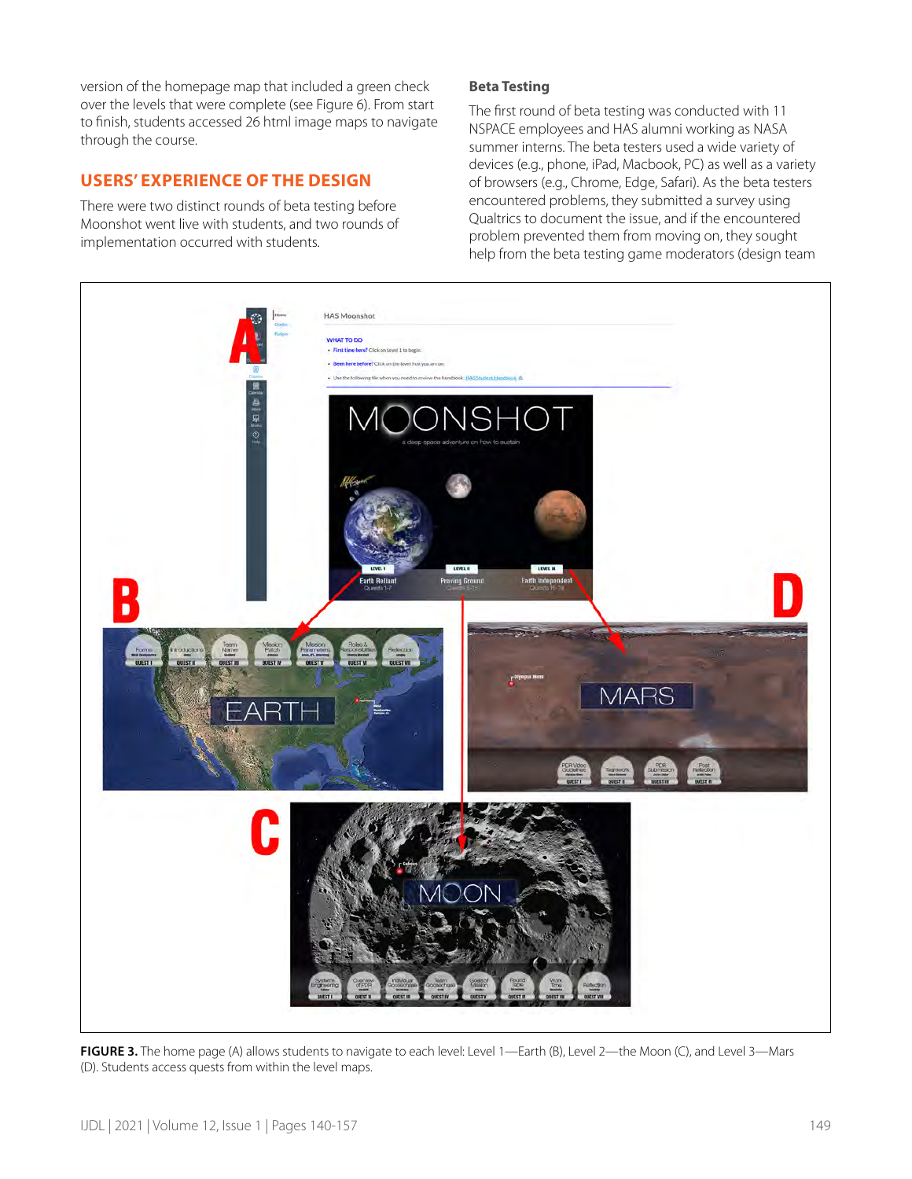version of the homepage map that included a green check over the levels that were complete (see Figure 6). From start to finish, students accessed 26 html image maps to navigate through the course.

## USERS' EXPERIENCE OF THE DESIGN

There were two distinct rounds of beta testing before Moonshot went live with students, and two rounds of implementation occurred with students.

### Beta Testing

The first round of beta testing was conducted with 11 NSPACE employees and HAS alumni working as NASA summer interns. The beta testers used a wide variety of devices (e.g., phone, iPad, Macbook, PC) as well as a variety of browsers (e.g., Chrome, Edge, Safari). As the beta testers encountered problems, they submitted a survey using Qualtrics to document the issue, and if the encountered problem prevented them from moving on, they sought help from the beta testing game moderators (design team

**FIGURE 3.** The home page (A) allows students to navigate to each level: Level 1—Earth (B), Level 2—the Moon (C), and Level 3—Mars (D). Students access quests from within the level maps.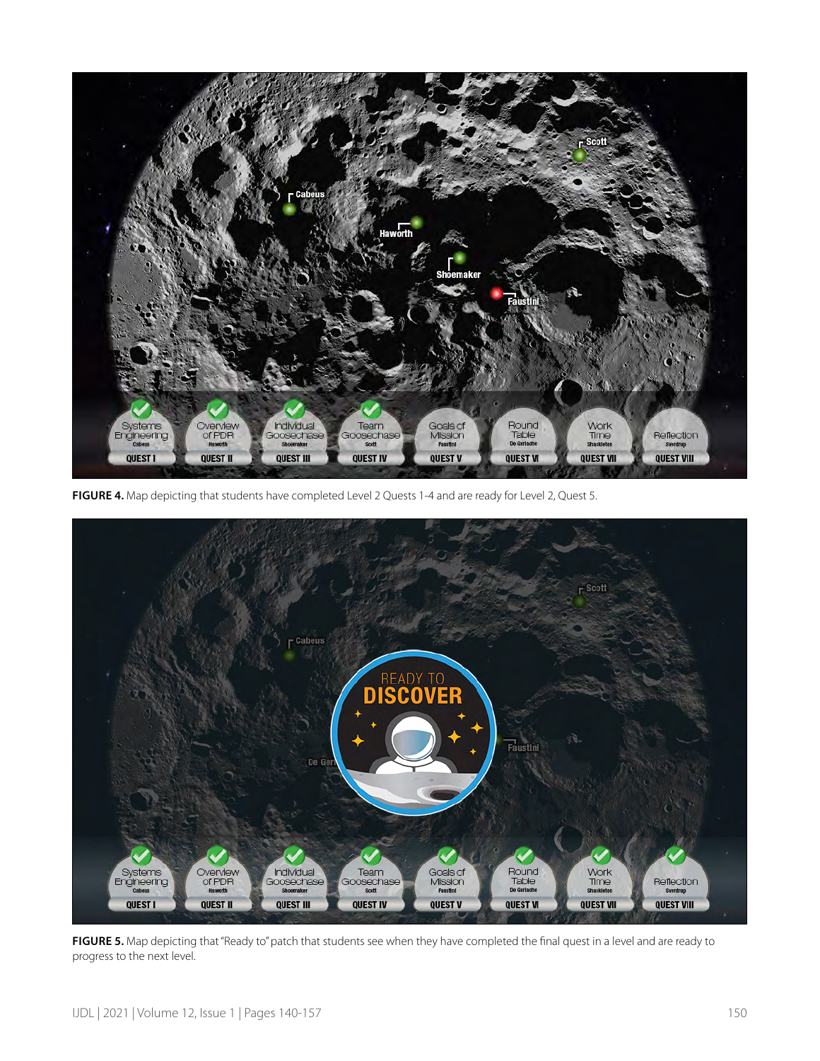**FIGURE 4.** Map depicting that students have completed Level 2 Quests 1-4 and are ready for Level 2, Quest 5.

**FIGURE 5.** Map depicting that "Ready to" patch that students see when they have completed the final quest in a level and are ready to progress to the next level.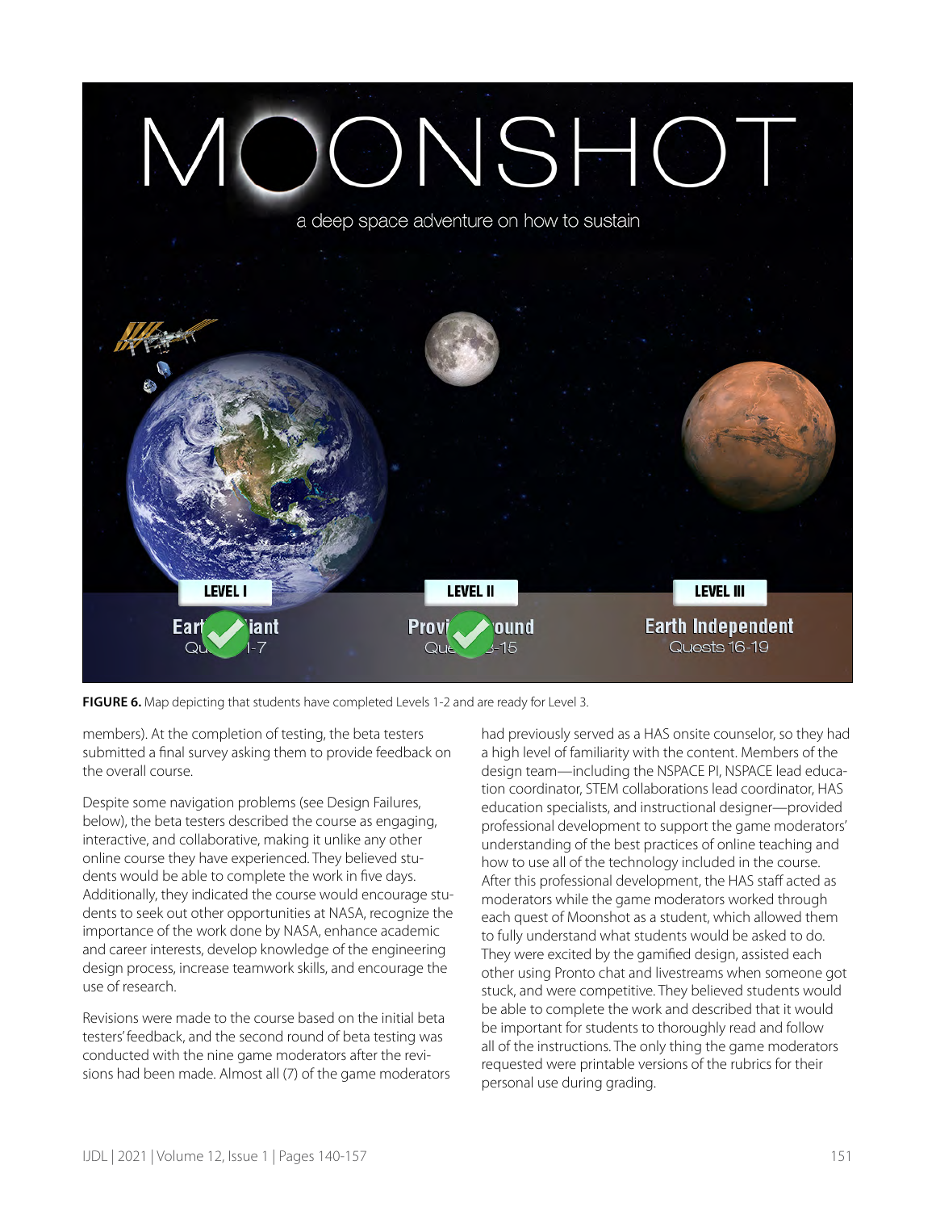**FIGURE 6.** Map depicting that students have completed Levels 1-2 and are ready for Level 3.

members). At the completion of testing, the beta testers submitted a final survey asking them to provide feedback on the overall course.

Despite some navigation problems (see Design Failures, below), the beta testers described the course as engaging, interactive, and collaborative, making it unlike any other online course they have experienced. They believed students would be able to complete the work in five days. Additionally, they indicated the course would encourage students to seek out other opportunities at NASA, recognize the importance of the work done by NASA, enhance academic and career interests, develop knowledge of the engineering design process, increase teamwork skills, and encourage the use of research.

Revisions were made to the course based on the initial beta testers' feedback, and the second round of beta testing was conducted with the nine game moderators after the revisions had been made. Almost all (7) of the game moderators had previously served as a HAS onsite counselor, so they had a high level of familiarity with the content. Members of the design team—including the NSPACE PI, NSPACE lead education coordinator, STEM collaborations lead coordinator, HAS education specialists, and instructional designer—provided professional development to support the game moderators' understanding of the best practices of online teaching and how to use all of the technology included in the course. After this professional development, the HAS staff acted as moderators while the game moderators worked through each quest of Moonshot as a student, which allowed them to fully understand what students would be asked to do. They were excited by the gamified design, assisted each other using Pronto chat and livestreams when someone got stuck, and were competitive. They believed students would be able to complete the work and described that it would be important for students to thoroughly read and follow all of the instructions. The only thing the game moderators requested were printable versions of the rubrics for their personal use during grading.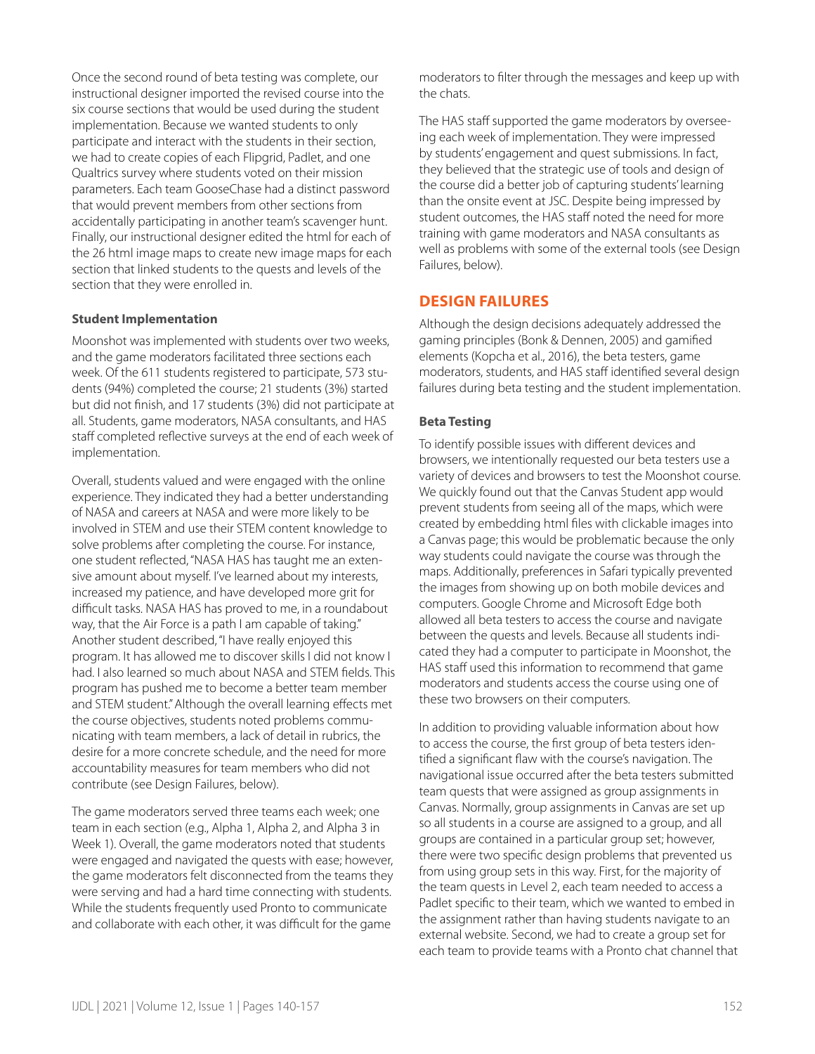Once the second round of beta testing was complete, our instructional designer imported the revised course into the six course sections that would be used during the student implementation. Because we wanted students to only participate and interact with the students in their section, we had to create copies of each Flipgrid, Padlet, and one Qualtrics survey where students voted on their mission parameters. Each team GooseChase had a distinct password that would prevent members from other sections from accidentally participating in another team's scavenger hunt. Finally, our instructional designer edited the html for each of the 26 html image maps to create new image maps for each section that linked students to the quests and levels of the section that they were enrolled in.

**Student Implementation**

Moonshot was implemented with students over two weeks, and the game moderators facilitated three sections each week. Of the 611 students registered to participate, 573 students (94%) completed the course; 21 students (3%) started but did not finish, and 17 students (3%) did not participate at all. Students, game moderators, NASA consultants, and HAS staff completed reflective surveys at the end of each week of implementation.

Overall, students valued and were engaged with the online experience. They indicated they had a better understanding of NASA and careers at NASA and were more likely to be involved in STEM and use their STEM content knowledge to solve problems after completing the course. For instance, one student reflected, "NASA HAS has taught me an extensive amount about myself. I've learned about my interests, increased my patience, and have developed more grit for difficult tasks. NASA HAS has proved to me, in a roundabout way, that the Air Force is a path I am capable of taking." Another student described, "I have really enjoyed this program. It has allowed me to discover skills I did not know I had. I also learned so much about NASA and STEM fields. This program has pushed me to become a better team member and STEM student." Although the overall learning effects met the course objectives, students noted problems communicating with team members, a lack of detail in rubrics, the desire for a more concrete schedule, and the need for more accountability measures for team members who did not contribute (see Design Failures, below).

The game moderators served three teams each week; one team in each section (e.g., Alpha 1, Alpha 2, and Alpha 3 in Week 1). Overall, the game moderators noted that students were engaged and navigated the quests with ease; however, the game moderators felt disconnected from the teams they were serving and had a hard time connecting with students. While the students frequently used Pronto to communicate and collaborate with each other, it was difficult for the game moderators to filter through the messages and keep up with the chats.

The HAS staff supported the game moderators by overseeing each week of implementation. They were impressed by students' engagement and quest submissions. In fact, they believed that the strategic use of tools and design of the course did a better job of capturing students' learning than the onsite event at JSC. Despite being impressed by student outcomes, the HAS staff noted the need for more training with game moderators and NASA consultants as well as problems with some of the external tools (see Design Failures, below).

## DESIGN FAILURES

Although the design decisions adequately addressed the gaming principles (Bonk & Dennen, 2005) and gamified elements (Kopcha et al., 2016), the beta testers, game moderators, students, and HAS staff identified several design failures during beta testing and the student implementation.

**Beta Testing**

To identify possible issues with different devices and browsers, we intentionally requested our beta testers use a variety of devices and browsers to test the Moonshot course. We quickly found out that the Canvas Student app would prevent students from seeing all of the maps, which were created by embedding html files with clickable images into a Canvas page; this would be problematic because the only way students could navigate the course was through the maps. Additionally, preferences in Safari typically prevented the images from showing up on both mobile devices and computers. Google Chrome and Microsoft Edge both allowed all beta testers to access the course and navigate between the quests and levels. Because all students indicated they had a computer to participate in Moonshot, the HAS staff used this information to recommend that game moderators and students access the course using one of these two browsers on their computers.

In addition to providing valuable information about how to access the course, the first group of beta testers identified a significant flaw with the course's navigation. The navigational issue occurred after the beta testers submitted team quests that were assigned as group assignments in Canvas. Normally, group assignments in Canvas are set up so all students in a course are assigned to a group, and all groups are contained in a particular group set; however, there were two specific design problems that prevented us from using group sets in this way. First, for the majority of the team quests in Level 2, each team needed to access a Padlet specific to their team, which we wanted to embed in the assignment rather than having students navigate to an external website. Second, we had to create a group set for each team to provide teams with a Pronto chat channel that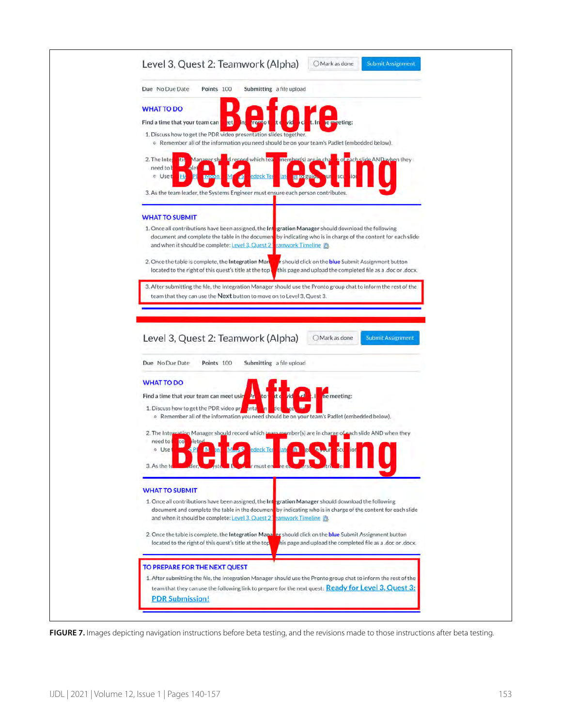**FIGURE 7.** Images depicting navigation instructions before beta testing, and the revisions made to those instructions after beta testing.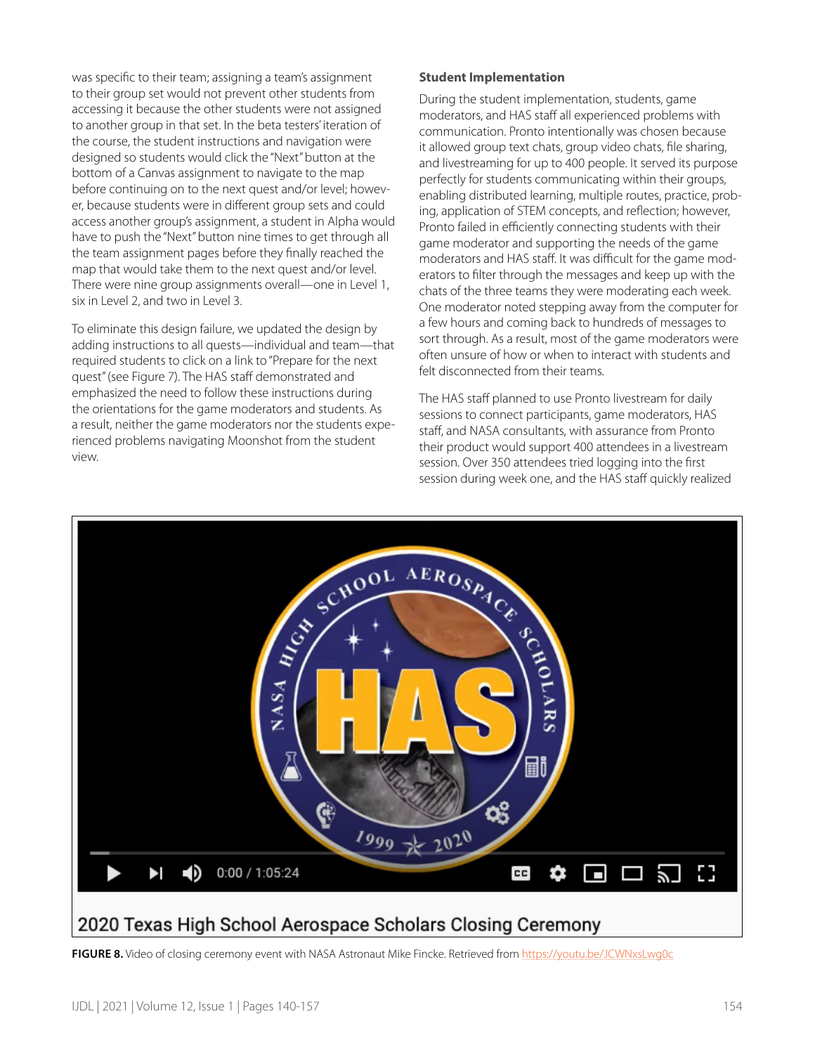was specific to their team; assigning a team's assignment to their group set would not prevent other students from accessing it because the other students were not assigned to another group in that set. In the beta testers' iteration of the course, the student instructions and navigation were designed so students would click the "Next" button at the bottom of a Canvas assignment to navigate to the map before continuing on to the next quest and/or level; however, because students were in different group sets and could access another group's assignment, a student in Alpha would have to push the "Next" button nine times to get through all the team assignment pages before they finally reached the map that would take them to the next quest and/or level. There were nine group assignments overall—one in Level 1, six in Level 2, and two in Level 3.

To eliminate this design failure, we updated the design by adding instructions to all quests—individual and team—that required students to click on a link to "Prepare for the next quest" (see Figure 7). The HAS staff demonstrated and emphasized the need to follow these instructions during the orientations for the game moderators and students. As a result, neither the game moderators nor the students experienced problems navigating Moonshot from the student view.

### Student Implementation

During the student implementation, students, game moderators, and HAS staff all experienced problems with communication. Pronto intentionally was chosen because it allowed group text chats, group video chats, file sharing, and livestreaming for up to 400 people. It served its purpose perfectly for students communicating within their groups, enabling distributed learning, multiple routes, practice, probing, application of STEM concepts, and reflection; however, Pronto failed in efficiently connecting students with their game moderator and supporting the needs of the game moderators and HAS staff. It was difficult for the game moderators to filter through the messages and keep up with the chats of the three teams they were moderating each week. One moderator noted stepping away from the computer for a few hours and coming back to hundreds of messages to sort through. As a result, most of the game moderators were often unsure of how or when to interact with students and felt disconnected from their teams.

The HAS staff planned to use Pronto livestream for daily sessions to connect participants, game moderators, HAS staff, and NASA consultants, with assurance from Pronto their product would support 400 attendees in a livestream session. Over 350 attendees tried logging into the first session during week one, and the HAS staff quickly realized

2020 Texas High School Aerospace Scholars Closing Ceremony

**FIGURE 8.** Video of closing ceremony event with NASA Astronaut Mike Fincke. Retrieved from https://youtu.be/JCWNxsLwg0c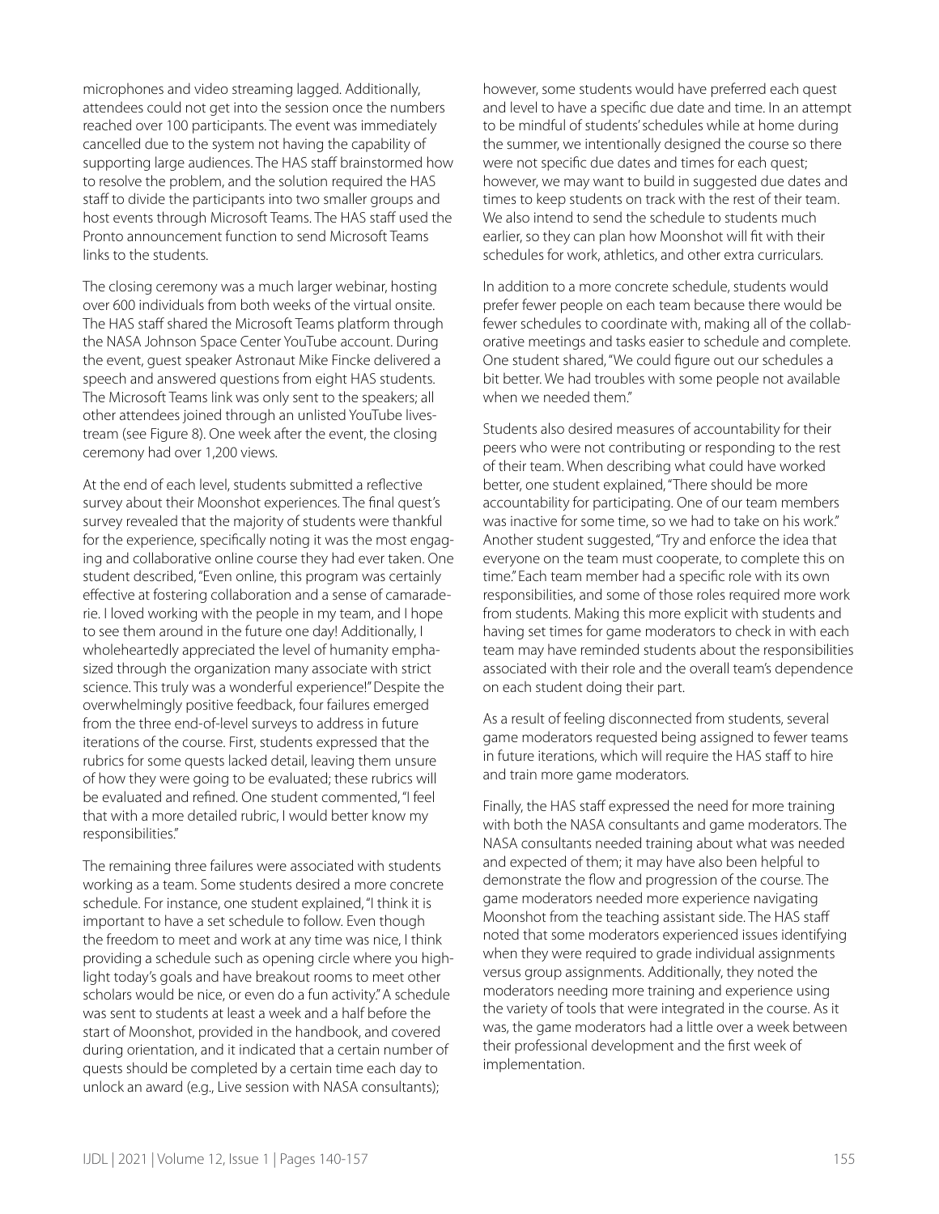microphones and video streaming lagged. Additionally, attendees could not get into the session once the numbers reached over 100 participants. The event was immediately cancelled due to the system not having the capability of supporting large audiences. The HAS staff brainstormed how to resolve the problem, and the solution required the HAS staff to divide the participants into two smaller groups and host events through Microsoft Teams. The HAS staff used the Pronto announcement function to send Microsoft Teams links to the students.

The closing ceremony was a much larger webinar, hosting over 600 individuals from both weeks of the virtual onsite. The HAS staff shared the Microsoft Teams platform through the NASA Johnson Space Center YouTube account. During the event, guest speaker Astronaut Mike Fincke delivered a speech and answered questions from eight HAS students. The Microsoft Teams link was only sent to the speakers; all other attendees joined through an unlisted YouTube livestream (see Figure 8). One week after the event, the closing ceremony had over 1,200 views.

At the end of each level, students submitted a reflective survey about their Moonshot experiences. The final quest's survey revealed that the majority of students were thankful for the experience, specifically noting it was the most engaging and collaborative online course they had ever taken. One student described, "Even online, this program was certainly effective at fostering collaboration and a sense of camaraderie. I loved working with the people in my team, and I hope to see them around in the future one day! Additionally, I wholeheartedly appreciated the level of humanity emphasized through the organization many associate with strict science. This truly was a wonderful experience!" Despite the overwhelmingly positive feedback, four failures emerged from the three end-of-level surveys to address in future iterations of the course. First, students expressed that the rubrics for some quests lacked detail, leaving them unsure of how they were going to be evaluated; these rubrics will be evaluated and refined. One student commented, "I feel that with a more detailed rubric, I would better know my responsibilities."

The remaining three failures were associated with students working as a team. Some students desired a more concrete schedule. For instance, one student explained, "I think it is important to have a set schedule to follow. Even though the freedom to meet and work at any time was nice, I think providing a schedule such as opening circle where you highlight today's goals and have breakout rooms to meet other scholars would be nice, or even do a fun activity." A schedule was sent to students at least a week and a half before the start of Moonshot, provided in the handbook, and covered during orientation, and it indicated that a certain number of quests should be completed by a certain time each day to unlock an award (e.g., Live session with NASA consultants); however, some students would have preferred each quest and level to have a specific due date and time. In an attempt to be mindful of students' schedules while at home during the summer, we intentionally designed the course so there were not specific due dates and times for each quest; however, we may want to build in suggested due dates and times to keep students on track with the rest of their team. We also intend to send the schedule to students much earlier, so they can plan how Moonshot will fit with their schedules for work, athletics, and other extra curriculars.

In addition to a more concrete schedule, students would prefer fewer people on each team because there would be fewer schedules to coordinate with, making all of the collaborative meetings and tasks easier to schedule and complete. One student shared, "We could figure out our schedules a bit better. We had troubles with some people not available when we needed them."

Students also desired measures of accountability for their peers who were not contributing or responding to the rest of their team. When describing what could have worked better, one student explained, "There should be more accountability for participating. One of our team members was inactive for some time, so we had to take on his work." Another student suggested, "Try and enforce the idea that everyone on the team must cooperate, to complete this on time." Each team member had a specific role with its own responsibilities, and some of those roles required more work from students. Making this more explicit with students and having set times for game moderators to check in with each team may have reminded students about the responsibilities associated with their role and the overall team's dependence on each student doing their part.

As a result of feeling disconnected from students, several game moderators requested being assigned to fewer teams in future iterations, which will require the HAS staff to hire and train more game moderators.

Finally, the HAS staff expressed the need for more training with both the NASA consultants and game moderators. The NASA consultants needed training about what was needed and expected of them; it may have also been helpful to demonstrate the flow and progression of the course. The game moderators needed more experience navigating Moonshot from the teaching assistant side. The HAS staff noted that some moderators experienced issues identifying when they were required to grade individual assignments versus group assignments. Additionally, they noted the moderators needing more training and experience using the variety of tools that were integrated in the course. As it was, the game moderators had a little over a week between their professional development and the first week of implementation.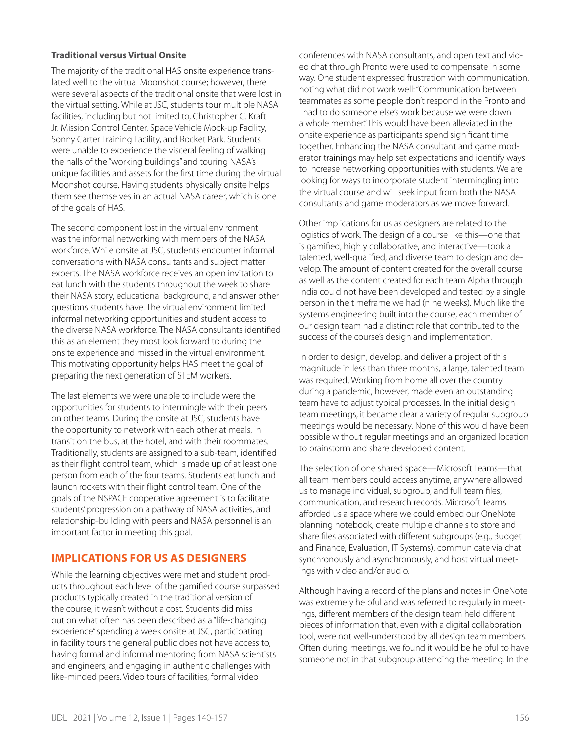**Traditional versus Virtual Onsite**

The majority of the traditional HAS onsite experience translated well to the virtual Moonshot course; however, there were several aspects of the traditional onsite that were lost in the virtual setting. While at JSC, students tour multiple NASA facilities, including but not limited to, Christopher C. Kraft Jr. Mission Control Center, Space Vehicle Mock-up Facility, Sonny Carter Training Facility, and Rocket Park. Students were unable to experience the visceral feeling of walking the halls of the "working buildings" and touring NASA's unique facilities and assets for the first time during the virtual Moonshot course. Having students physically onsite helps them see themselves in an actual NASA career, which is one of the goals of HAS.

The second component lost in the virtual environment was the informal networking with members of the NASA workforce. While onsite at JSC, students encounter informal conversations with NASA consultants and subject matter experts. The NASA workforce receives an open invitation to eat lunch with the students throughout the week to share their NASA story, educational background, and answer other questions students have. The virtual environment limited informal networking opportunities and student access to the diverse NASA workforce. The NASA consultants identified this as an element they most look forward to during the onsite experience and missed in the virtual environment. This motivating opportunity helps HAS meet the goal of preparing the next generation of STEM workers.

The last elements we were unable to include were the opportunities for students to intermingle with their peers on other teams. During the onsite at JSC, students have the opportunity to network with each other at meals, in transit on the bus, at the hotel, and with their roommates. Traditionally, students are assigned to a sub-team, identified as their flight control team, which is made up of at least one person from each of the four teams. Students eat lunch and launch rockets with their flight control team. One of the goals of the NSPACE cooperative agreement is to facilitate students' progression on a pathway of NASA activities, and relationship-building with peers and NASA personnel is an important factor in meeting this goal.

## IMPLICATIONS FOR US AS DESIGNERS

While the learning objectives were met and student products throughout each level of the gamified course surpassed products typically created in the traditional version of the course, it wasn't without a cost. Students did miss out on what often has been described as a "life-changing experience" spending a week onsite at JSC, participating in facility tours the general public does not have access to, having formal and informal mentoring from NASA scientists and engineers, and engaging in authentic challenges with like-minded peers. Video tours of facilities, formal video conferences with NASA consultants, and open text and video chat through Pronto were used to compensate in some way. One student expressed frustration with communication, noting what did not work well: "Communication between teammates as some people don't respond in the Pronto and I had to do someone else's work because we were down a whole member." This would have been alleviated in the onsite experience as participants spend significant time together. Enhancing the NASA consultant and game moderator trainings may help set expectations and identify ways to increase networking opportunities with students. We are looking for ways to incorporate student intermingling into the virtual course and will seek input from both the NASA consultants and game moderators as we move forward.

Other implications for us as designers are related to the logistics of work. The design of a course like this—one that is gamified, highly collaborative, and interactive—took a talented, well-qualified, and diverse team to design and develop. The amount of content created for the overall course as well as the content created for each team Alpha through India could not have been developed and tested by a single person in the timeframe we had (nine weeks). Much like the systems engineering built into the course, each member of our design team had a distinct role that contributed to the success of the course's design and implementation.

In order to design, develop, and deliver a project of this magnitude in less than three months, a large, talented team was required. Working from home all over the country during a pandemic, however, made even an outstanding team have to adjust typical processes. In the initial design team meetings, it became clear a variety of regular subgroup meetings would be necessary. None of this would have been possible without regular meetings and an organized location to brainstorm and share developed content.

The selection of one shared space—Microsoft Teams—that all team members could access anytime, anywhere allowed us to manage individual, subgroup, and full team files, communication, and research records. Microsoft Teams afforded us a space where we could embed our OneNote planning notebook, create multiple channels to store and share files associated with different subgroups (e.g., Budget and Finance, Evaluation, IT Systems), communicate via chat synchronously and asynchronously, and host virtual meetings with video and/or audio.

Although having a record of the plans and notes in OneNote was extremely helpful and was referred to regularly in meetings, different members of the design team held different pieces of information that, even with a digital collaboration tool, were not well-understood by all design team members. Often during meetings, we found it would be helpful to have someone not in that subgroup attending the meeting. In the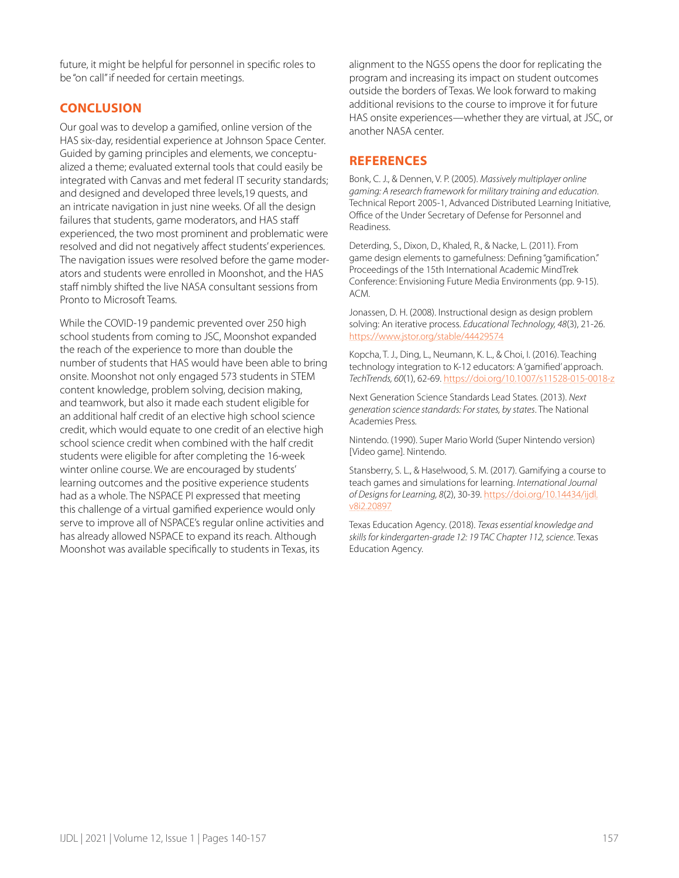future, it might be helpful for personnel in specific roles to be "on call" if needed for certain meetings.

## CONCLUSION

Our goal was to develop a gamified, online version of the HAS six-day, residential experience at Johnson Space Center. Guided by gaming principles and elements, we conceptualized a theme; evaluated external tools that could easily be integrated with Canvas and met federal IT security standards; and designed and developed three levels,19 quests, and an intricate navigation in just nine weeks. Of all the design failures that students, game moderators, and HAS staff experienced, the two most prominent and problematic were resolved and did not negatively affect students' experiences. The navigation issues were resolved before the game moderators and students were enrolled in Moonshot, and the HAS staff nimbly shifted the live NASA consultant sessions from Pronto to Microsoft Teams.

While the COVID-19 pandemic prevented over 250 high school students from coming to JSC, Moonshot expanded the reach of the experience to more than double the number of students that HAS would have been able to bring onsite. Moonshot not only engaged 573 students in STEM content knowledge, problem solving, decision making, and teamwork, but also it made each student eligible for an additional half credit of an elective high school science credit, which would equate to one credit of an elective high school science credit when combined with the half credit students were eligible for after completing the 16-week winter online course. We are encouraged by students' learning outcomes and the positive experience students had as a whole. The NSPACE PI expressed that meeting this challenge of a virtual gamified experience would only serve to improve all of NSPACE's regular online activities and has already allowed NSPACE to expand its reach. Although Moonshot was available specifically to students in Texas, its alignment to the NGSS opens the door for replicating the program and increasing its impact on student outcomes outside the borders of Texas. We look forward to making additional revisions to the course to improve it for future HAS onsite experiences—whether they are virtual, at JSC, or another NASA center.

## REFERENCES

Bonk, C. J., & Dennen, V. P. (2005). *Massively multiplayer online gaming: A research framework for military training and education*. Technical Report 2005-1, Advanced Distributed Learning Initiative, Office of the Under Secretary of Defense for Personnel and Readiness.

Deterding, S., Dixon, D., Khaled, R., & Nacke, L. (2011). From game design elements to gamefulness: Defining "gamification." Proceedings of the 15th International Academic MindTrek Conference: Envisioning Future Media Environments (pp. 9-15). ACM.

Jonassen, D. H. (2008). Instructional design as design problem solving: An iterative process. *Educational Technology, 48*(3), 21-26. https://www.jstor.org/stable/44429574

Kopcha, T. J., Ding, L., Neumann, K. L., & Choi, I. (2016). Teaching technology integration to K-12 educators: A 'gamified' approach. *TechTrends, 60*(1), 62-69. https://doi.org/10.1007/s11528-015-0018-z

Next Generation Science Standards Lead States. (2013). *Next generation science standards: For states, by states*. The National Academies Press.

Nintendo. (1990). Super Mario World (Super Nintendo version) [Video game]. Nintendo.

Stansberry, S. L., & Haselwood, S. M. (2017). Gamifying a course to teach games and simulations for learning. *International Journal of Designs for Learning, 8*(2), 30-39. https://doi.org/10.14434/ijdl.v8i2.20897

Texas Education Agency. (2018). *Texas essential knowledge and skills for kindergarten-grade 12: 19 TAC Chapter 112, science*. Texas Education Agency.